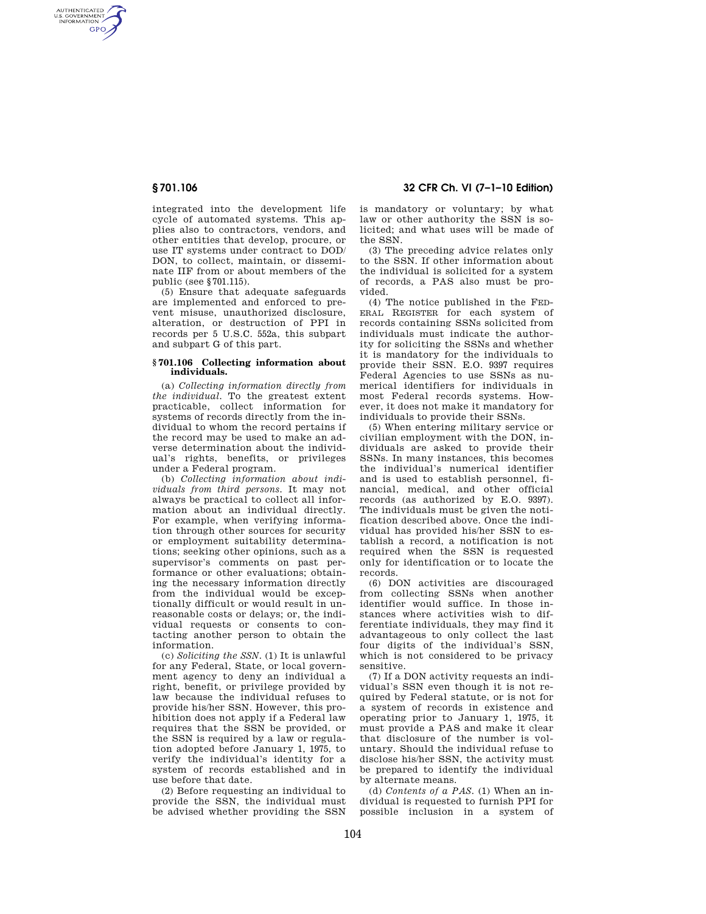integrated into the development life cycle of automated systems. This applies also to contractors, vendors, and other entities that develop, procure, or use IT systems under contract to DOD/DON, to collect, maintain, or disseminate IIF from or about members of the public (see §701.115).

(5) Ensure that adequate safeguards are implemented and enforced to prevent misuse, unauthorized disclosure, alteration, or destruction of PPI in records per 5 U.S.C. 552a, this subpart and subpart G of this part.

### §701.106 Collecting information about individuals.

(a) *Collecting information directly from the individual.* To the greatest extent practicable, collect information for systems of records directly from the individual to whom the record pertains if the record may be used to make an adverse determination about the individual's rights, benefits, or privileges under a Federal program.

(b) *Collecting information about individuals from third persons.* It may not always be practical to collect all information about an individual directly. For example, when verifying information through other sources for security or employment suitability determinations; seeking other opinions, such as a supervisor's comments on past performance or other evaluations; obtaining the necessary information directly from the individual would be exceptionally difficult or would result in unreasonable costs or delays; or, the individual requests or consents to contacting another person to obtain the information.

(c) *Soliciting the SSN.* (1) It is unlawful for any Federal, State, or local government agency to deny an individual a right, benefit, or privilege provided by law because the individual refuses to provide his/her SSN. However, this prohibition does not apply if a Federal law requires that the SSN be provided, or the SSN is required by a law or regulation adopted before January 1, 1975, to verify the individual's identity for a system of records established and in use before that date.

(2) Before requesting an individual to provide the SSN, the individual must be advised whether providing the SSN is mandatory or voluntary; by what law or other authority the SSN is solicited; and what uses will be made of the SSN.

(3) The preceding advice relates only to the SSN. If other information about the individual is solicited for a system of records, a PAS also must be provided.

(4) The notice published in the FEDERAL REGISTER for each system of records containing SSNs solicited from individuals must indicate the authority for soliciting the SSNs and whether it is mandatory for the individuals to provide their SSN. E.O. 9397 requires Federal Agencies to use SSNs as numerical identifiers for individuals in most Federal records systems. However, it does not make it mandatory for individuals to provide their SSNs.

(5) When entering military service or civilian employment with the DON, individuals are asked to provide their SSNs. In many instances, this becomes the individual's numerical identifier and is used to establish personnel, financial, medical, and other official records (as authorized by E.O. 9397). The individuals must be given the notification described above. Once the individual has provided his/her SSN to establish a record, a notification is not required when the SSN is requested only for identification or to locate the records.

(6) DON activities are discouraged from collecting SSNs when another identifier would suffice. In those instances where activities wish to differentiate individuals, they may find it advantageous to only collect the last four digits of the individual's SSN, which is not considered to be privacy sensitive.

(7) If a DON activity requests an individual's SSN even though it is not required by Federal statute, or is not for a system of records in existence and operating prior to January 1, 1975, it must provide a PAS and make it clear that disclosure of the number is voluntary. Should the individual refuse to disclose his/her SSN, the activity must be prepared to identify the individual by alternate means.

(d) *Contents of a PAS.* (1) When an individual is requested to furnish PPI for possible inclusion in a system of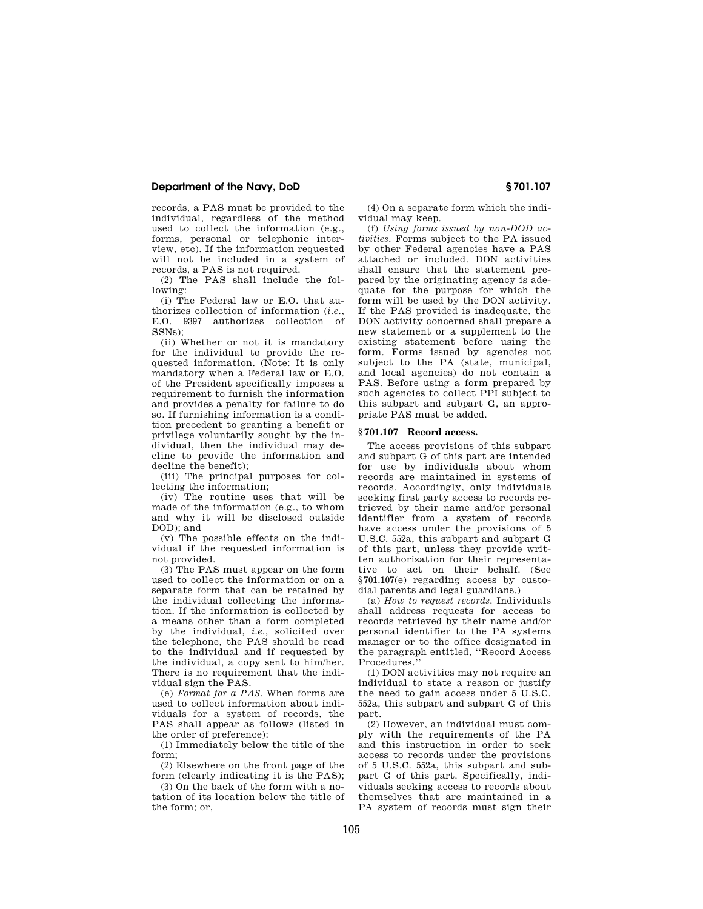records, a PAS must be provided to the individual, regardless of the method used to collect the information (e.g., forms, personal or telephonic interview, etc). If the information requested will not be included in a system of records, a PAS is not required.

(2) The PAS shall include the following:

(i) The Federal law or E.O. that authorizes collection of information (*i.e.*, E.O. 9397 authorizes collection of SSNs);

(ii) Whether or not it is mandatory for the individual to provide the requested information. (Note: It is only mandatory when a Federal law or E.O. of the President specifically imposes a requirement to furnish the information and provides a penalty for failure to do so. If furnishing information is a condition precedent to granting a benefit or privilege voluntarily sought by the individual, then the individual may decline to provide the information and decline the benefit);

(iii) The principal purposes for collecting the information;

(iv) The routine uses that will be made of the information (e.g., to whom and why it will be disclosed outside DOD); and

(v) The possible effects on the individual if the requested information is not provided.

(3) The PAS must appear on the form used to collect the information or on a separate form that can be retained by the individual collecting the information. If the information is collected by a means other than a form completed by the individual, *i.e.*, solicited over the telephone, the PAS should be read to the individual and if requested by the individual, a copy sent to him/her. There is no requirement that the individual sign the PAS.

(e) *Format for a PAS.* When forms are used to collect information about individuals for a system of records, the PAS shall appear as follows (listed in the order of preference):

(1) Immediately below the title of the form;

(2) Elsewhere on the front page of the form (clearly indicating it is the PAS);

(3) On the back of the form with a notation of its location below the title of the form; or,

(4) On a separate form which the individual may keep.

(f) *Using forms issued by non-DOD activities.* Forms subject to the PA issued by other Federal agencies have a PAS attached or included. DON activities shall ensure that the statement prepared by the originating agency is adequate for the purpose for which the form will be used by the DON activity. If the PAS provided is inadequate, the DON activity concerned shall prepare a new statement or a supplement to the existing statement before using the form. Forms issued by agencies not subject to the PA (state, municipal, and local agencies) do not contain a PAS. Before using a form prepared by such agencies to collect PPI subject to this subpart and subpart G, an appropriate PAS must be added.

## § 701.107 Record access.

The access provisions of this subpart and subpart G of this part are intended for use by individuals about whom records are maintained in systems of records. Accordingly, only individuals seeking first party access to records retrieved by their name and/or personal identifier from a system of records have access under the provisions of 5 U.S.C. 552a, this subpart and subpart G of this part, unless they provide written authorization for their representative to act on their behalf. (See §701.107(e) regarding access by custodial parents and legal guardians.)

(a) *How to request records.* Individuals shall address requests for access to records retrieved by their name and/or personal identifier to the PA systems manager or to the office designated in the paragraph entitled, ''Record Access Procedures.''

(1) DON activities may not require an individual to state a reason or justify the need to gain access under 5 U.S.C. 552a, this subpart and subpart G of this part.

(2) However, an individual must comply with the requirements of the PA and this instruction in order to seek access to records under the provisions of 5 U.S.C. 552a, this subpart and subpart G of this part. Specifically, individuals seeking access to records about themselves that are maintained in a PA system of records must sign their